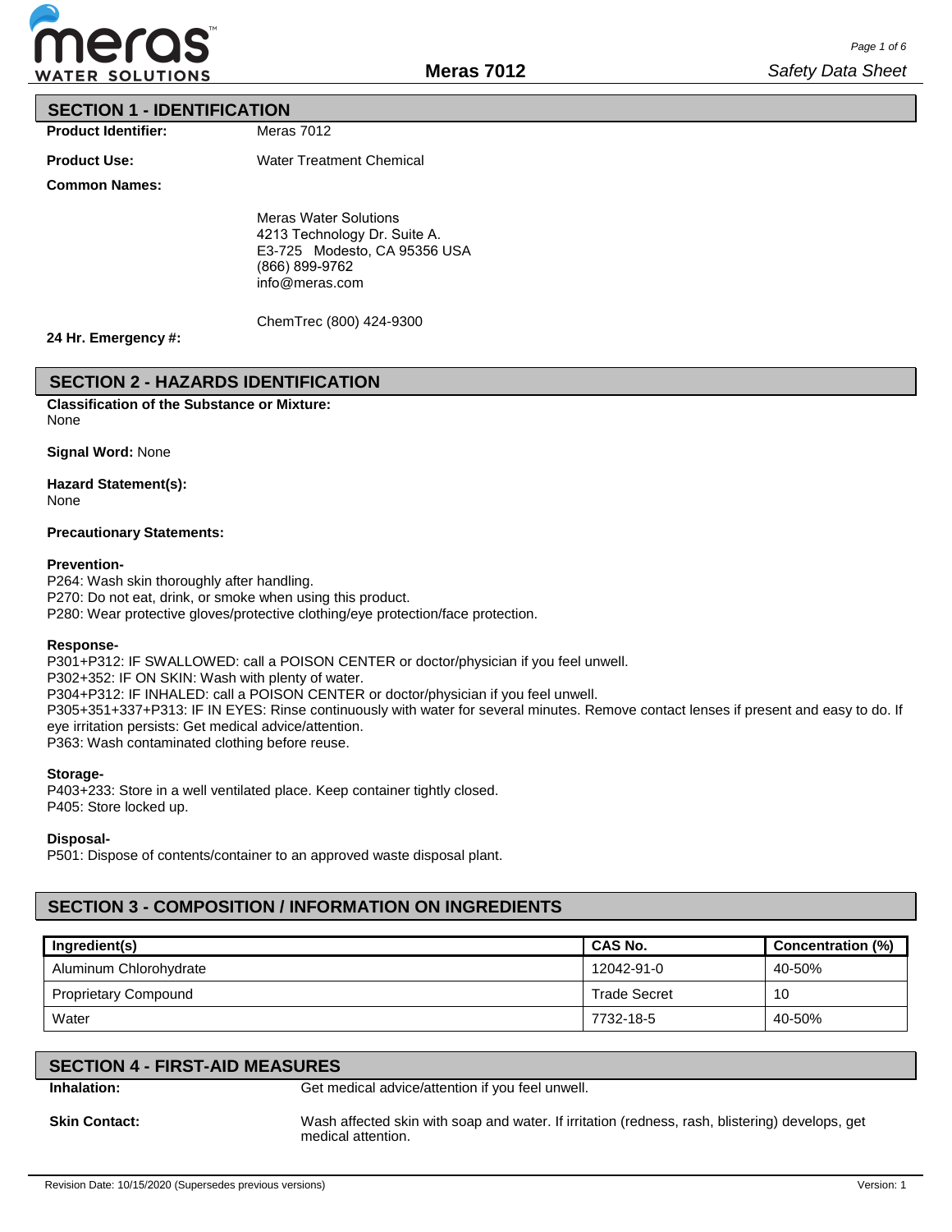## SECTION 1 - IDENTIFICATION

**Product Identifier:** Meras 7012

**Product Use:** Water Treatment Chemical

**Common Names:**

Meras Water Solutions
4213 Technology Dr. Suite A.
E3-725 Modesto, CA 95356 USA
(866) 899-9762
info@meras.com

**24 Hr. Emergency #:** ChemTrec (800) 424-9300

## SECTION 2 - HAZARDS IDENTIFICATION

**Classification of the Substance or Mixture:**
None

**Signal Word:** None

**Hazard Statement(s):**
None

**Precautionary Statements:**

**Prevention-**
P264: Wash skin thoroughly after handling.
P270: Do not eat, drink, or smoke when using this product.
P280: Wear protective gloves/protective clothing/eye protection/face protection.

**Response-**
P301+P312: IF SWALLOWED: call a POISON CENTER or doctor/physician if you feel unwell.
P302+352: IF ON SKIN: Wash with plenty of water.
P304+P312: IF INHALED: call a POISON CENTER or doctor/physician if you feel unwell.
P305+351+337+P313: IF IN EYES: Rinse continuously with water for several minutes. Remove contact lenses if present and easy to do. If eye irritation persists: Get medical advice/attention.
P363: Wash contaminated clothing before reuse.

**Storage-**
P403+233: Store in a well ventilated place. Keep container tightly closed.
P405: Store locked up.

**Disposal-**
P501: Dispose of contents/container to an approved waste disposal plant.

## SECTION 3 - COMPOSITION / INFORMATION ON INGREDIENTS

| Ingredient(s) | CAS No. | Concentration (%) |
|---|---|---|
| Aluminum Chlorohydrate | 12042-91-0 | 40-50% |
| Proprietary Compound | Trade Secret | 10 |
| Water | 7732-18-5 | 40-50% |

## SECTION 4 - FIRST-AID MEASURES

**Inhalation:** Get medical advice/attention if you feel unwell.

**Skin Contact:** Wash affected skin with soap and water. If irritation (redness, rash, blistering) develops, get medical attention.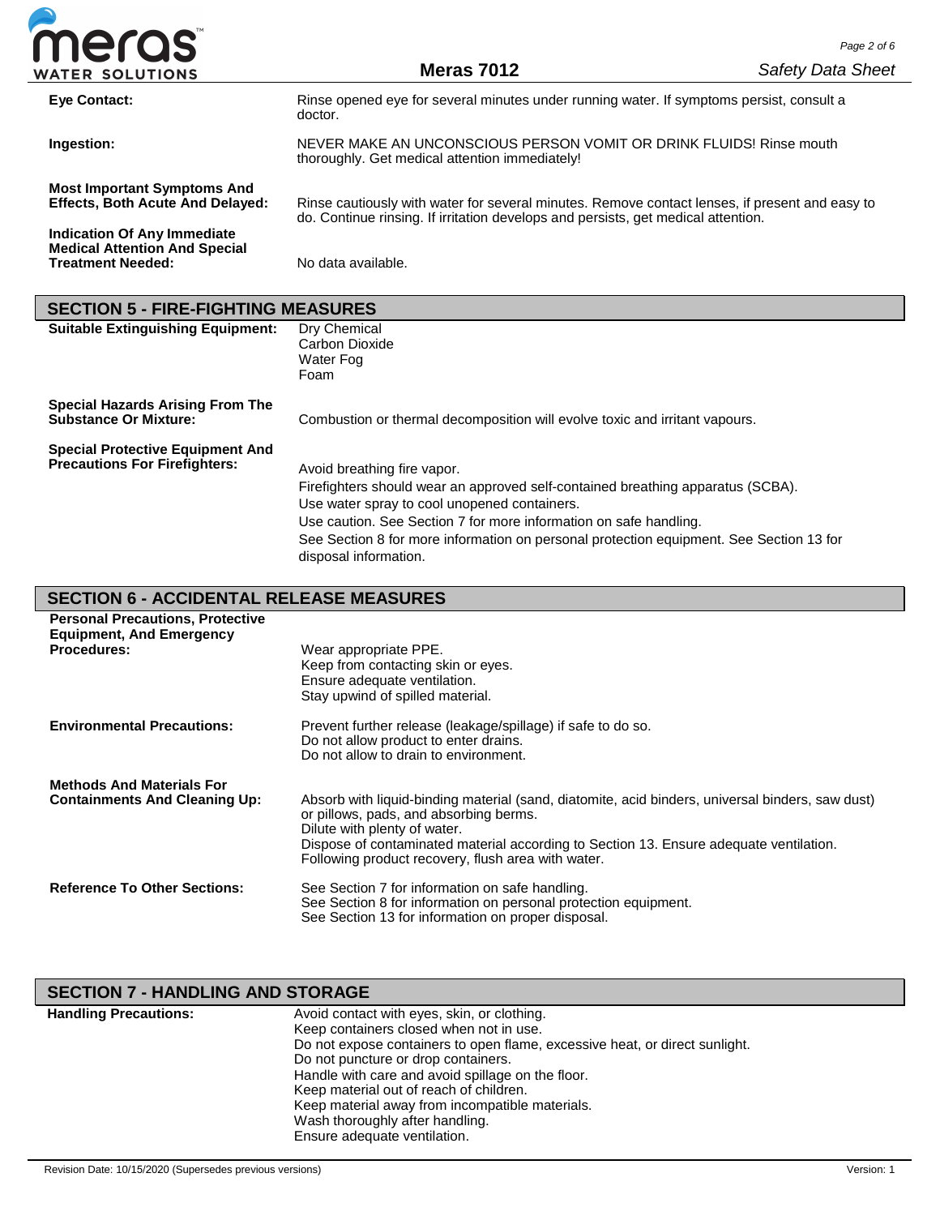**Eye Contact:** Rinse opened eye for several minutes under running water. If symptoms persist, consult a doctor.

**Ingestion:** NEVER MAKE AN UNCONSCIOUS PERSON VOMIT OR DRINK FLUIDS! Rinse mouth thoroughly. Get medical attention immediately!

**Most Important Symptoms And Effects, Both Acute And Delayed:** Rinse cautiously with water for several minutes. Remove contact lenses, if present and easy to do. Continue rinsing. If irritation develops and persists, get medical attention.

**Indication Of Any Immediate Medical Attention And Special Treatment Needed:** No data available.

## SECTION 5 - FIRE-FIGHTING MEASURES

**Suitable Extinguishing Equipment:**
Dry Chemical
Carbon Dioxide
Water Fog
Foam

**Special Hazards Arising From The Substance Or Mixture:** Combustion or thermal decomposition will evolve toxic and irritant vapours.

**Special Protective Equipment And Precautions For Firefighters:**
Avoid breathing fire vapor.
Firefighters should wear an approved self-contained breathing apparatus (SCBA).
Use water spray to cool unopened containers.
Use caution. See Section 7 for more information on safe handling.
See Section 8 for more information on personal protection equipment. See Section 13 for disposal information.

## SECTION 6 - ACCIDENTAL RELEASE MEASURES

**Personal Precautions, Protective Equipment, And Emergency Procedures:**
Wear appropriate PPE.
Keep from contacting skin or eyes.
Ensure adequate ventilation.
Stay upwind of spilled material.

**Environmental Precautions:**
Prevent further release (leakage/spillage) if safe to do so.
Do not allow product to enter drains.
Do not allow to drain to environment.

**Methods And Materials For Containments And Cleaning Up:**
Absorb with liquid-binding material (sand, diatomite, acid binders, universal binders, saw dust) or pillows, pads, and absorbing berms.
Dilute with plenty of water.
Dispose of contaminated material according to Section 13. Ensure adequate ventilation.
Following product recovery, flush area with water.

**Reference To Other Sections:**
See Section 7 for information on safe handling.
See Section 8 for information on personal protection equipment.
See Section 13 for information on proper disposal.

## SECTION 7 - HANDLING AND STORAGE

**Handling Precautions:**
Avoid contact with eyes, skin, or clothing.
Keep containers closed when not in use.
Do not expose containers to open flame, excessive heat, or direct sunlight.
Do not puncture or drop containers.
Handle with care and avoid spillage on the floor.
Keep material out of reach of children.
Keep material away from incompatible materials.
Wash thoroughly after handling.
Ensure adequate ventilation.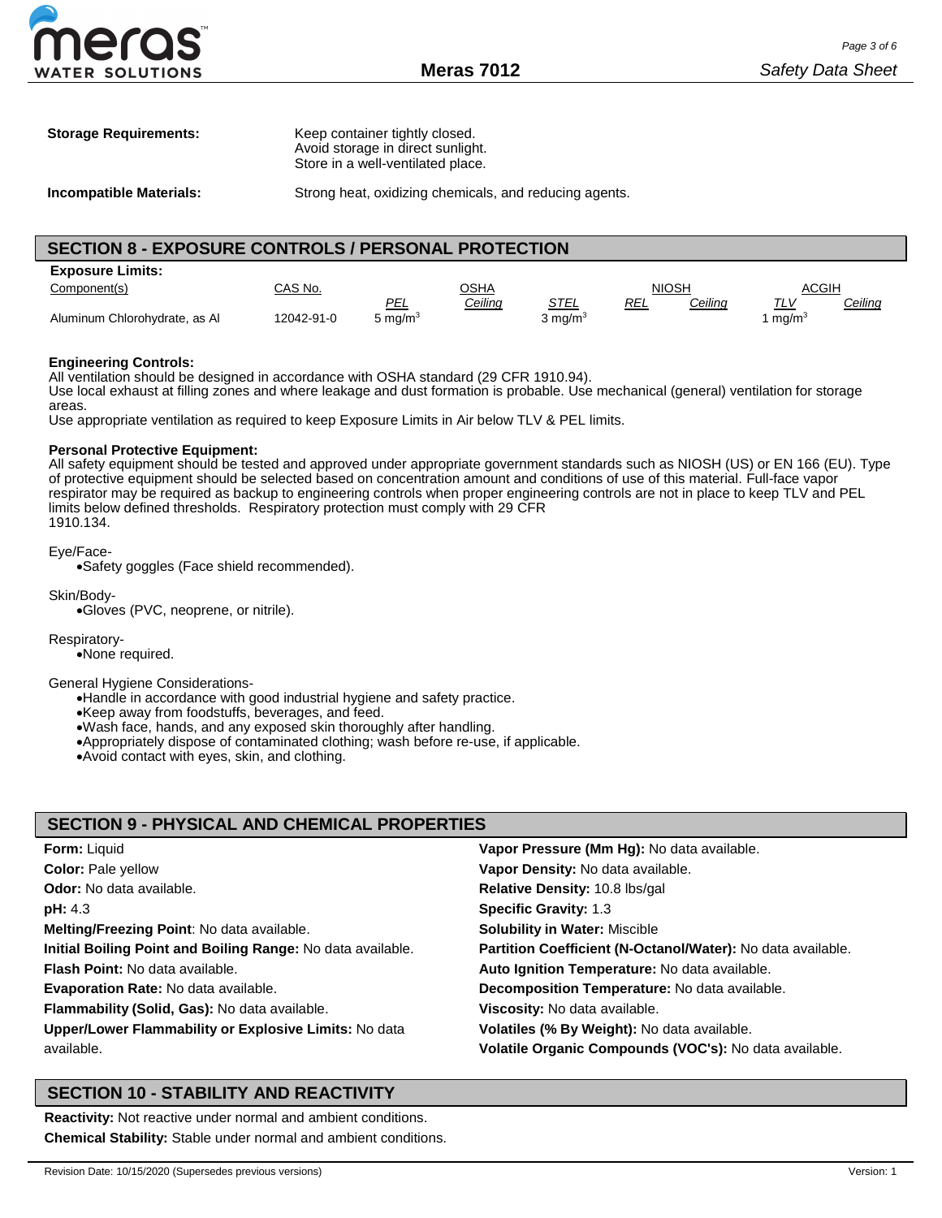**Storage Requirements:** Keep container tightly closed.
Avoid storage in direct sunlight.
Store in a well-ventilated place.

**Incompatible Materials:** Strong heat, oxidizing chemicals, and reducing agents.

## SECTION 8 - EXPOSURE CONTROLS / PERSONAL PROTECTION

**Exposure Limits:**

| Component(s) | CAS No. | OSHA | | | NIOSH | | ACGIH | |
|---|---|---|---|---|---|---|---|---|
| | | *PEL* | *Ceiling* | *STEL* | *REL* | *Ceiling* | *TLV* | *Ceiling* |
| Aluminum Chlorohydrate, as Al | 12042-91-0 | 5 $mg/m^3$ | | 3 $mg/m^3$ | | | 1 $mg/m^3$ | |

**Engineering Controls:**
All ventilation should be designed in accordance with OSHA standard (29 CFR 1910.94).
Use local exhaust at filling zones and where leakage and dust formation is probable. Use mechanical (general) ventilation for storage areas.
Use appropriate ventilation as required to keep Exposure Limits in Air below TLV & PEL limits.

**Personal Protective Equipment:**
All safety equipment should be tested and approved under appropriate government standards such as NIOSH (US) or EN 166 (EU). Type of protective equipment should be selected based on concentration amount and conditions of use of this material. Full-face vapor respirator may be required as backup to engineering controls when proper engineering controls are not in place to keep TLV and PEL limits below defined thresholds. Respiratory protection must comply with 29 CFR 1910.134.

Eye/Face-
- Safety goggles (Face shield recommended).

Skin/Body-
- Gloves (PVC, neoprene, or nitrile).

Respiratory-
- None required.

General Hygiene Considerations-
- Handle in accordance with good industrial hygiene and safety practice.
- Keep away from foodstuffs, beverages, and feed.
- Wash face, hands, and any exposed skin thoroughly after handling.
- Appropriately dispose of contaminated clothing; wash before re-use, if applicable.
- Avoid contact with eyes, skin, and clothing.

## SECTION 9 - PHYSICAL AND CHEMICAL PROPERTIES

**Form:** Liquid
**Color:** Pale yellow
**Odor:** No data available.
**pH:** 4.3
**Melting/Freezing Point**: No data available.
**Initial Boiling Point and Boiling Range:** No data available.
**Flash Point:** No data available.
**Evaporation Rate:** No data available.
**Flammability (Solid, Gas):** No data available.
**Upper/Lower Flammability or Explosive Limits:** No data available.
**Vapor Pressure (Mm Hg):** No data available.
**Vapor Density:** No data available.
**Relative Density:** 10.8 lbs/gal
**Specific Gravity:** 1.3
**Solubility in Water:** Miscible
**Partition Coefficient (N-Octanol/Water):** No data available.
**Auto Ignition Temperature:** No data available.
**Decomposition Temperature:** No data available.
**Viscosity:** No data available.
**Volatiles (% By Weight):** No data available.
**Volatile Organic Compounds (VOC's):** No data available.

## SECTION 10 - STABILITY AND REACTIVITY

**Reactivity:** Not reactive under normal and ambient conditions.
**Chemical Stability:** Stable under normal and ambient conditions.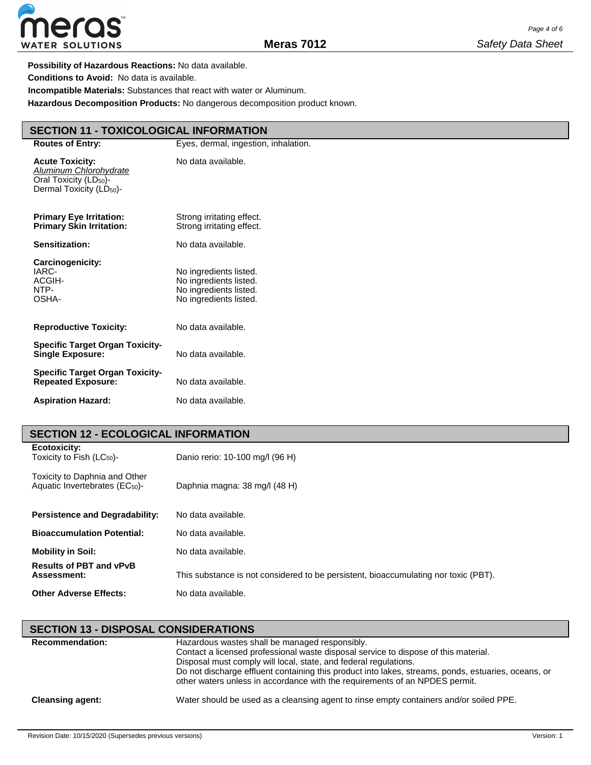**Possibility of Hazardous Reactions:** No data available.

**Conditions to Avoid:** No data is available.

**Incompatible Materials:** Substances that react with water or Aluminum.

**Hazardous Decomposition Products:** No dangerous decomposition product known.

## SECTION 11 - TOXICOLOGICAL INFORMATION

| | |
|---|---|
| **Routes of Entry:** | Eyes, dermal, ingestion, inhalation. |
| **Acute Toxicity:**<br>*Aluminum Chlorohydrate*<br>Oral Toxicity ($LD_{50}$)-<br>Dermal Toxicity ($LD_{50}$)- | No data available. |
| **Primary Eye Irritation:** | Strong irritating effect. |
| **Primary Skin Irritation:** | Strong irritating effect. |
| **Sensitization:** | No data available. |
| **Carcinogenicity:** | |
| IARC- | No ingredients listed. |
| ACGIH- | No ingredients listed. |
| NTP- | No ingredients listed. |
| OSHA- | No ingredients listed. |
| **Reproductive Toxicity:** | No data available. |
| **Specific Target Organ Toxicity-Single Exposure:** | No data available. |
| **Specific Target Organ Toxicity-Repeated Exposure:** | No data available. |
| **Aspiration Hazard:** | No data available. |

## SECTION 12 - ECOLOGICAL INFORMATION

| | |
|---|---|
| **Ecotoxicity:**<br>Toxicity to Fish ($LC_{50}$)- | Danio rerio: 10-100 mg/l (96 H) |
| Toxicity to Daphnia and Other Aquatic Invertebrates ($EC_{50}$)- | Daphnia magna: 38 mg/l (48 H) |
| **Persistence and Degradability:** | No data available. |
| **Bioaccumulation Potential:** | No data available. |
| **Mobility in Soil:** | No data available. |
| **Results of PBT and vPvB Assessment:** | This substance is not considered to be persistent, bioaccumulating nor toxic (PBT). |
| **Other Adverse Effects:** | No data available. |

## SECTION 13 - DISPOSAL CONSIDERATIONS

| | |
|---|---|
| **Recommendation:** | Hazardous wastes shall be managed responsibly.<br>Contact a licensed professional waste disposal service to dispose of this material.<br>Disposal must comply will local, state, and federal regulations.<br>Do not discharge effluent containing this product into lakes, streams, ponds, estuaries, oceans, or other waters unless in accordance with the requirements of an NPDES permit. |
| **Cleansing agent:** | Water should be used as a cleansing agent to rinse empty containers and/or soiled PPE. |

Revision Date: 10/15/2020 (Supersedes previous versions) Version: 1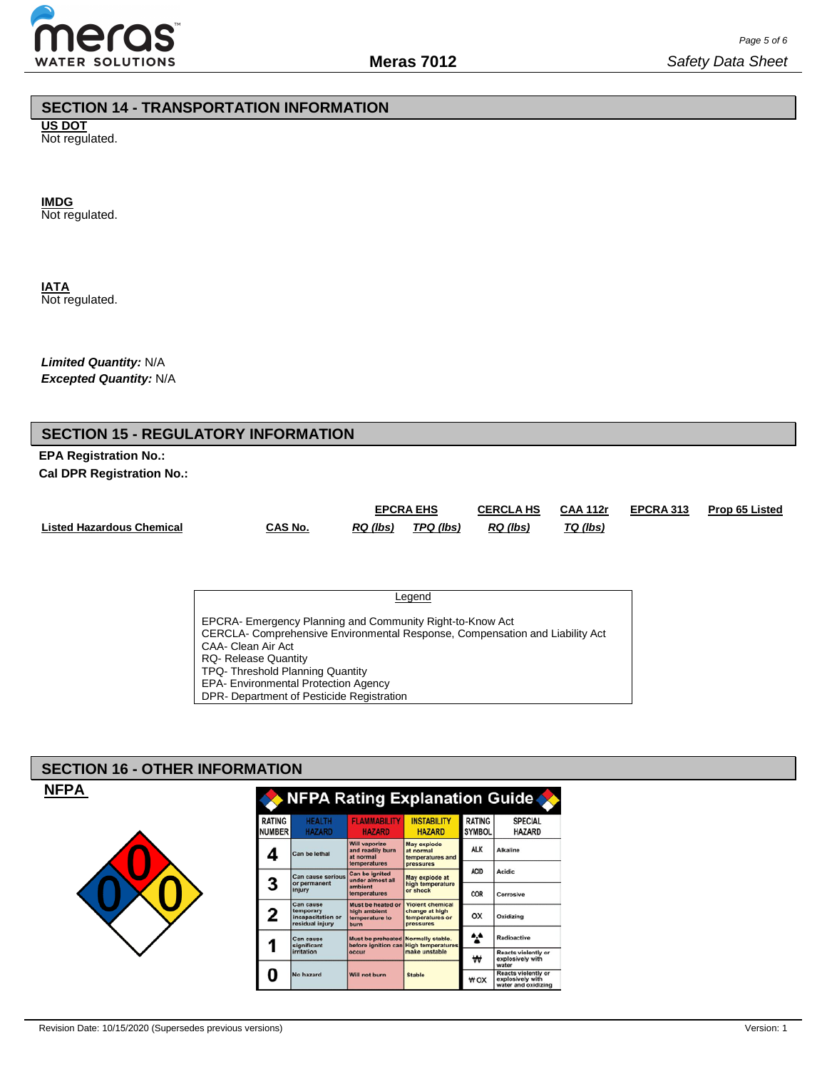## SECTION 14 - TRANSPORTATION INFORMATION

**US DOT**

Not regulated.

**IMDG**

Not regulated.

**IATA**

Not regulated.

***Limited Quantity:*** N/A

***Excepted Quantity:*** N/A

## SECTION 15 - REGULATORY INFORMATION

**EPA Registration No.:**

**Cal DPR Registration No.:**

| Listed Hazardous Chemical | CAS No. | EPCRA EHS RQ (lbs) | EPCRA EHS TPQ (lbs) | CERCLA HS RQ (lbs) | CAA 112r TQ (lbs) | EPCRA 313 | Prop 65 Listed |
|---|---|---|---|---|---|---|---|

Legend

EPCRA- Emergency Planning and Community Right-to-Know Act
CERCLA- Comprehensive Environmental Response, Compensation and Liability Act
CAA- Clean Air Act
RQ- Release Quantity
TPQ- Threshold Planning Quantity
EPA- Environmental Protection Agency
DPR- Department of Pesticide Registration

## SECTION 16 - OTHER INFORMATION

**NFPA**

Health: 0, Flammability: 0, Instability: 0

**NFPA Rating Explanation Guide**

| RATING NUMBER | HEALTH HAZARD | FLAMMABILITY HAZARD | INSTABILITY HAZARD |
|---|---|---|---|
| 4 | Can be lethal | Will vaporize and readily burn at normal temperatures | May explode at normal temperatures and pressures |
| 3 | Can cause serious or permanent injury | Can be ignited under almost all ambient temperatures | May explode at high temperature or shock |
| 2 | Can cause temporary incapacitation or residual injury | Must be heated or high ambient temperature to burn | Violent chemical change at high temperatures or pressures |
| 1 | Can cause significant irritation | Must be preheated before ignition can occur | Normally stable. High temperatures make unstable |
| 0 | No hazard | Will not burn | Stable |

| RATING SYMBOL | SPECIAL HAZARD |
|---|---|
| ALK | Alkaline |
| ACID | Acidic |
| COR | Corrosive |
| OX | Oxidizing |
| ☢ | Radioactive |
| ₩ | Reacts violently or explosively with water |
| ₩ OX | Reacts violently or explosively with water and oxidizing |

Revision Date: 10/15/2020 (Supersedes previous versions)

Version: 1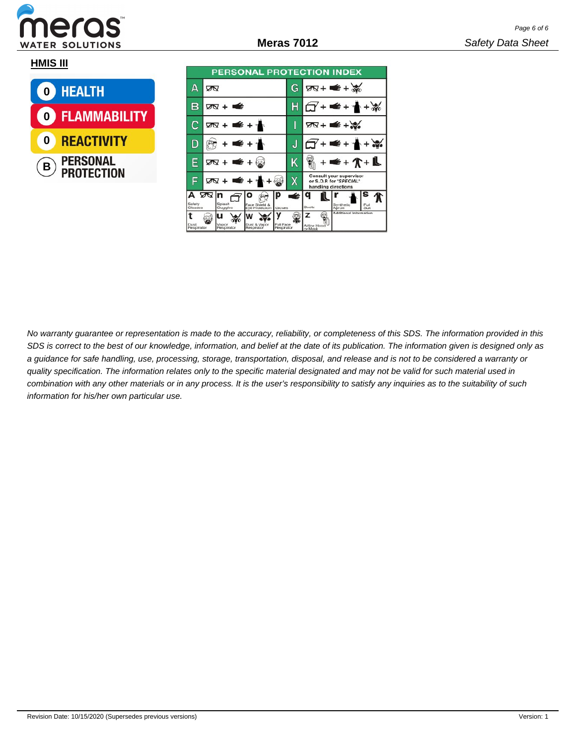## HMIS III

| | |
|---|---|
| 0 | HEALTH |
| 0 | FLAMMABILITY |
| 0 | REACTIVITY |
| B | PERSONAL PROTECTION |

PERSONAL PROTECTION INDEX

A
B
C
D
E
F
G
H
I
J
K
X Consult your supervisor or S.O.P. for "SPECIAL" handling directions

a Safety Glasses
n Splash Goggles
o Face Shield & Eye Protection
p Gloves
q Boots
r Synthetic Apron
s Full Suit
t Dust Respirator
u Vapor Respirator
w Dust & Vapor Respirator
y Full Face Respirator
z Airline Hood or Mask

Additional Information

*No warranty guarantee or representation is made to the accuracy, reliability, or completeness of this SDS. The information provided in this SDS is correct to the best of our knowledge, information, and belief at the date of its publication. The information given is designed only as a guidance for safe handling, use, processing, storage, transportation, disposal, and release and is not to be considered a warranty or quality specification. The information relates only to the specific material designated and may not be valid for such material used in combination with any other materials or in any process. It is the user's responsibility to satisfy any inquiries as to the suitability of such information for his/her own particular use.*